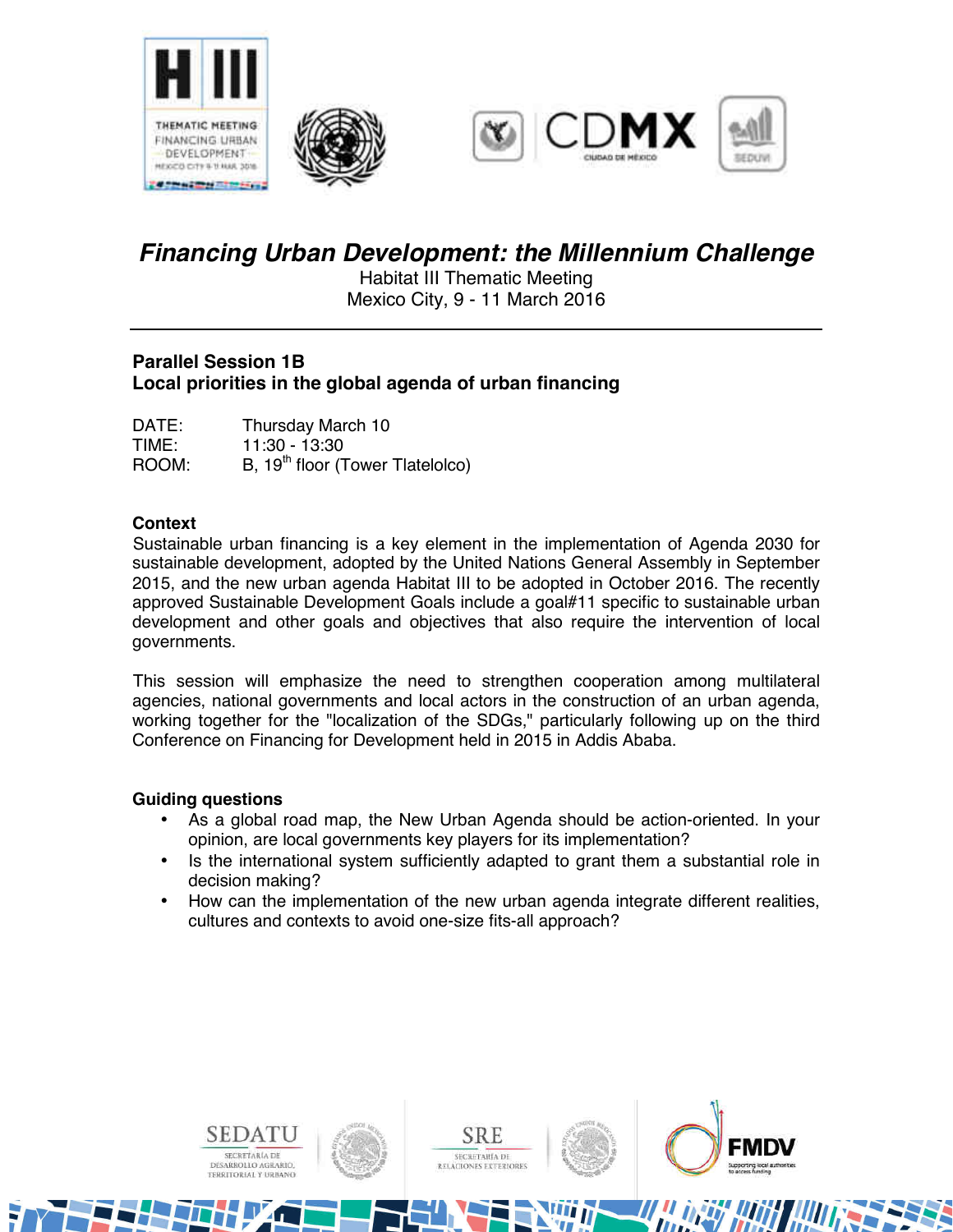# *Financing Urban Development: the Millennium Challenge*

Habitat III Thematic Meeting
Mexico City, 9 - 11 March 2016

---

## Parallel Session 1B
## Local priorities in the global agenda of urban financing

DATE: Thursday March 10
TIME: 11:30 - 13:30
ROOM: B, 19th floor (Tower Tlatelolco)

### Context

Sustainable urban financing is a key element in the implementation of Agenda 2030 for sustainable development, adopted by the United Nations General Assembly in September 2015, and the new urban agenda Habitat III to be adopted in October 2016. The recently approved Sustainable Development Goals include a goal#11 specific to sustainable urban development and other goals and objectives that also require the intervention of local governments.

This session will emphasize the need to strengthen cooperation among multilateral agencies, national governments and local actors in the construction of an urban agenda, working together for the "localization of the SDGs," particularly following up on the third Conference on Financing for Development held in 2015 in Addis Ababa.

### Guiding questions

- As a global road map, the New Urban Agenda should be action-oriented. In your opinion, are local governments key players for its implementation?
- Is the international system sufficiently adapted to grant them a substantial role in decision making?
- How can the implementation of the new urban agenda integrate different realities, cultures and contexts to avoid one-size fits-all approach?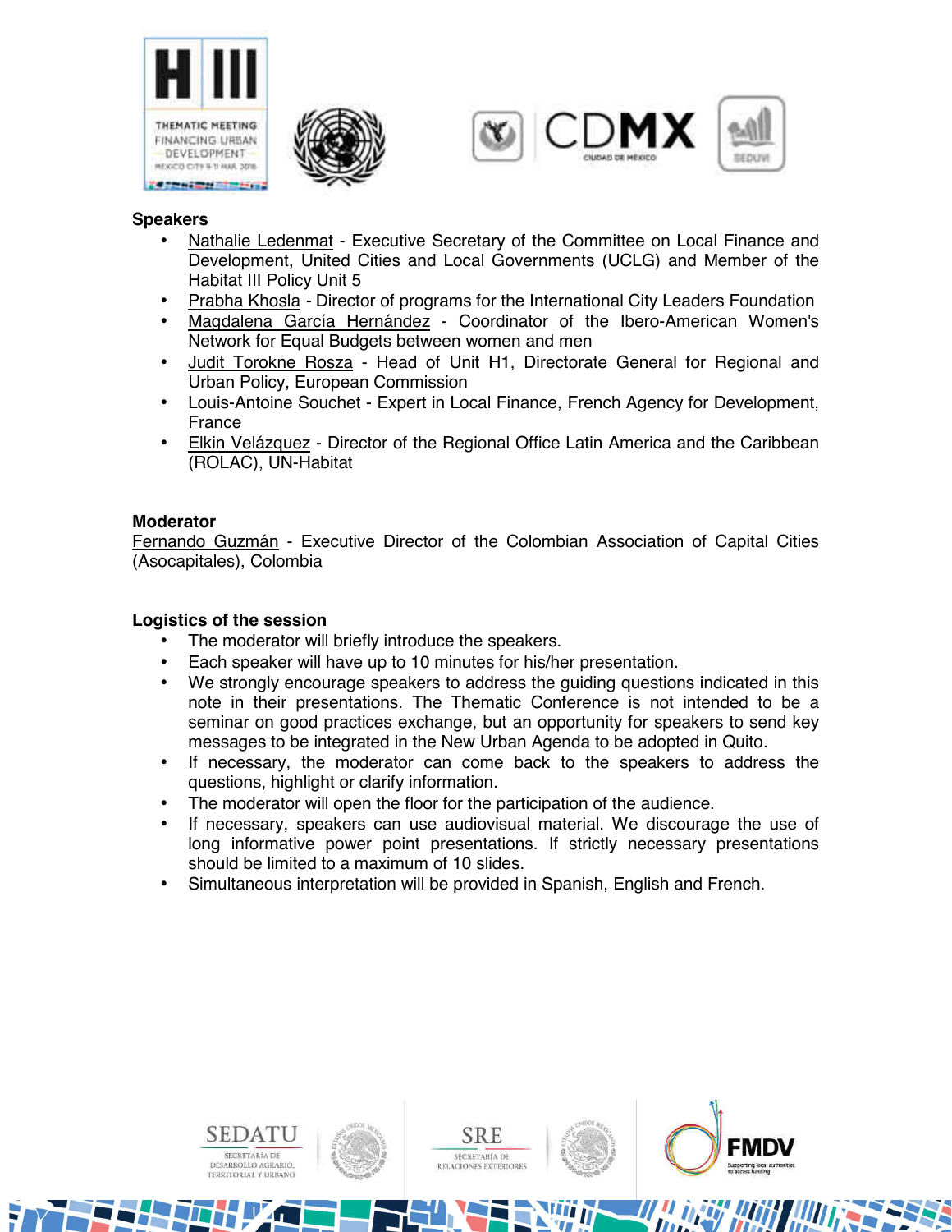## Speakers

- Nathalie Ledenmat - Executive Secretary of the Committee on Local Finance and Development, United Cities and Local Governments (UCLG) and Member of the Habitat III Policy Unit 5
- Prabha Khosla - Director of programs for the International City Leaders Foundation
- Magdalena García Hernández - Coordinator of the Ibero-American Women's Network for Equal Budgets between women and men
- Judit Torokne Rosza - Head of Unit H1, Directorate General for Regional and Urban Policy, European Commission
- Louis-Antoine Souchet - Expert in Local Finance, French Agency for Development, France
- Elkin Velázquez - Director of the Regional Office Latin America and the Caribbean (ROLAC), UN-Habitat

## Moderator

Fernando Guzmán - Executive Director of the Colombian Association of Capital Cities (Asocapitales), Colombia

## Logistics of the session

- The moderator will briefly introduce the speakers.
- Each speaker will have up to 10 minutes for his/her presentation.
- We strongly encourage speakers to address the guiding questions indicated in this note in their presentations. The Thematic Conference is not intended to be a seminar on good practices exchange, but an opportunity for speakers to send key messages to be integrated in the New Urban Agenda to be adopted in Quito.
- If necessary, the moderator can come back to the speakers to address the questions, highlight or clarify information.
- The moderator will open the floor for the participation of the audience.
- If necessary, speakers can use audiovisual material. We discourage the use of long informative power point presentations. If strictly necessary presentations should be limited to a maximum of 10 slides.
- Simultaneous interpretation will be provided in Spanish, English and French.